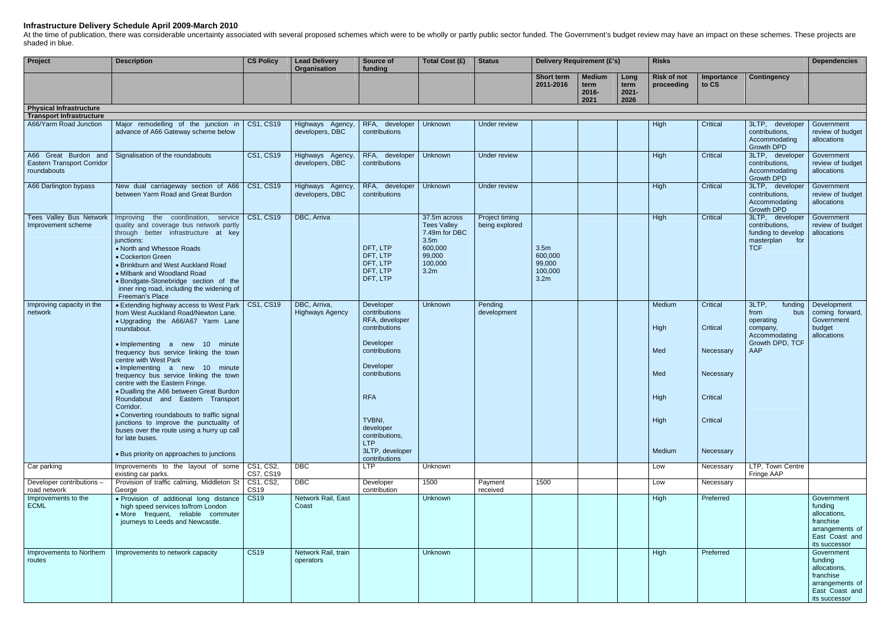## Infrastructure Delivery Schedule April 2009-March 2010

At the time of publication, there was considerable uncertainty associated with several proposed schemes which were to be wholly or partly public sector funded. The Government's budget review may have an impact on these schemes. These projects are shaded in blue.

| Project | Description | CS Policy | Lead Delivery Organisation | Source of funding | Total Cost (£) | Status | Delivery Requirement (£'s) | | | Risks | | | Dependencies |
|---|---|---|---|---|---|---|---|---|---|---|---|---|---|
| | | | | | | | Short term 2011-2016 | Medium term 2016-2021 | Long term 2021-2026 | Risk of not proceeding | Importance to CS | Contingency | |
| **Physical Infrastructure** | | | | | | | | | | | | | |
| **Transport Infrastructure** | | | | | | | | | | | | | |
| A66/Yarm Road Junction | Major remodelling of the junction in advance of A66 Gateway scheme below | CS1, CS19 | Highways Agency, developers, DBC | RFA, developer contributions | Unknown | Under review | | | | High | Critical | 3LTP, developer contributions, Accommodating Growth DPD | Government review of budget allocations |
| A66 Great Burdon and Eastern Transport Corridor roundabouts | Signalisation of the roundabouts | CS1, CS19 | Highways Agency, developers, DBC | RFA, developer contributions | Unknown | Under review | | | | High | Critical | 3LTP, developer contributions, Accommodating Growth DPD | Government review of budget allocations |
| A66 Darlington bypass | New dual carriageway section of A66 between Yarm Road and Great Burdon | CS1, CS19 | Highways Agency, developers, DBC | RFA, developer contributions | Unknown | Under review | | | | High | Critical | 3LTP, developer contributions, Accommodating Growth DPD | Government review of budget allocations |
| Tees Valley Bus Network Improvement scheme | Improving the coordination, service quality and coverage bus network partly through better infrastructure at key junctions:<br>• North and Whessoe Roads<br>• Cockerton Green<br>• Brinkburn and West Auckland Road<br>• Milbank and Woodland Road<br>• Bondgate-Stonebridge section of the inner ring road, including the widening of Freeman's Place | CS1, CS19 | DBC, Arriva | DFT, LTP<br>DFT, LTP<br>DFT, LTP<br>DFT, LTP<br>DFT, LTP | 37.5m across Tees Valley 7.49m for DBC<br>3.5m<br>600,000<br>99,000<br>100,000<br>3.2m | Project timing being explored | 3.5m<br>600,000<br>99,000<br>100,000<br>3.2m | | | High | Critical | 3LTP, developer contributions, funding to develop masterplan for TCF | Government review of budget allocations |
| Improving capacity in the network | • Extending highway access to West Park from West Auckland Road/Newton Lane.<br>• Upgrading the A66/A67 Yarm Lane roundabout.<br>• Implementing a new 10 minute frequency bus service linking the town centre with West Park<br>• Implementing a new 10 minute frequency bus service linking the town centre with the Eastern Fringe.<br>• Dualling the A66 between Great Burdon Roundabout and Eastern Transport Corridor.<br>• Converting roundabouts to traffic signal junctions to improve the punctuality of buses over the route using a hurry up call for late buses.<br>• Bus priority on approaches to junctions | CS1, CS19 | DBC, Arriva, Highways Agency | Developer contributions<br>RFA, developer contributions<br>Developer contributions<br>Developer contributions<br>RFA<br>TVBNI, developer contributions, LTP<br>3LTP, developer contributions | Unknown | Pending development | | | | Medium<br>High<br>Med<br>Med<br>High<br>High<br>Medium | Critical<br>Critical<br>Necessary<br>Necessary<br>Critical<br>Critical<br>Necessary | 3LTP, funding from bus operating company, Accommodating Growth DPD, TCF AAP | Development coming forward, Government budget allocations |
| Car parking | Improvements to the layout of some existing car parks. | CS1, CS2, CS7, CS19 | DBC | LTP | Unknown | | | | | Low | Necessary | LTP, Town Centre Fringe AAP | |
| Developer contributions – road network | Provision of traffic calming, Middleton St George | CS1, CS2, CS19 | DBC | Developer contribution | 1500 | Payment received | 1500 | | | Low | Necessary | | |
| Improvements to the ECML | • Provision of additional long distance high speed services to/from London<br>• More frequent, reliable commuter journeys to Leeds and Newcastle. | CS19 | Network Rail, East Coast | | Unknown | | | | | High | Preferred | | Government funding allocations, franchise arrangements of East Coast and its successor |
| Improvements to Northern routes | Improvements to network capacity | CS19 | Network Rail, train operators | | Unknown | | | | | High | Preferred | | Government funding allocations, franchise arrangements of East Coast and its successor |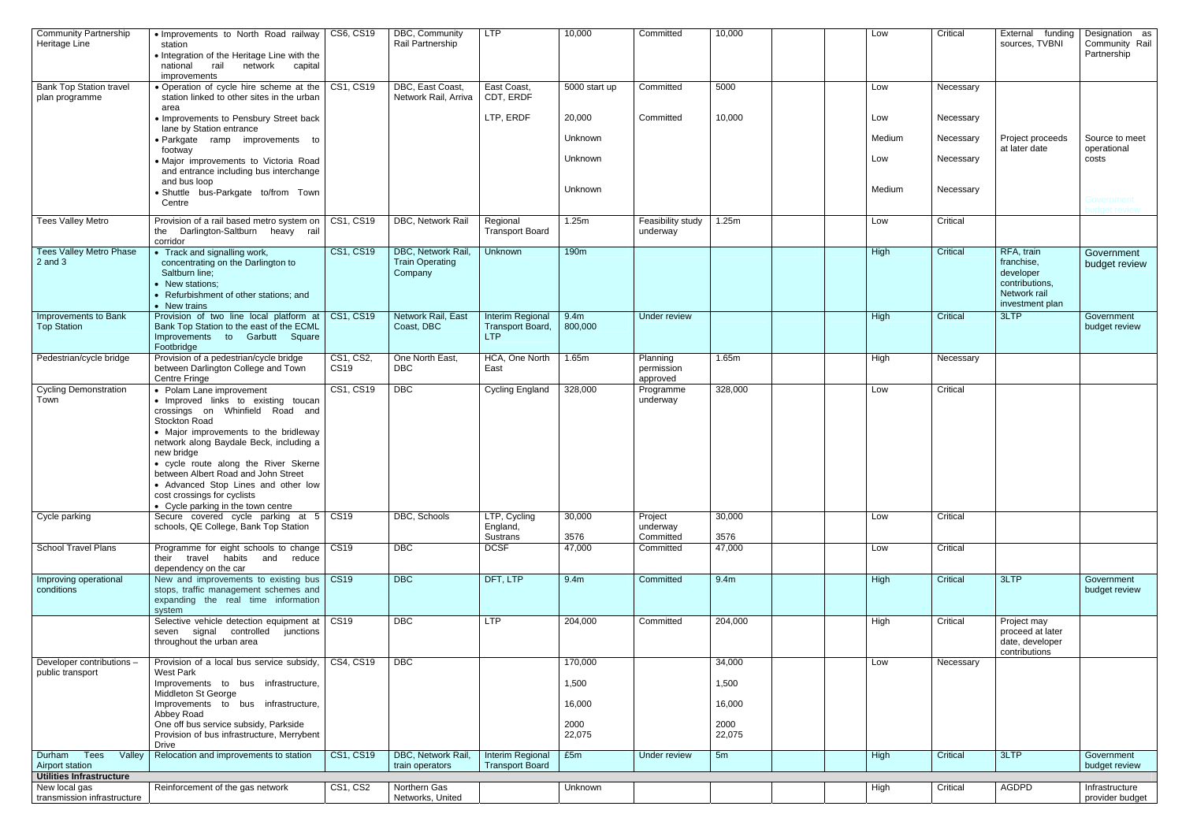| | | | | | | | | | | | | | |
|---|---|---|---|---|---|---|---|---|---|---|---|---|---|
| Community Partnership Heritage Line | • Improvements to North Road railway station<br>• Integration of the Heritage Line with the national rail network capital improvements | CS6, CS19 | DBC, Community Rail Partnership | LTP | 10,000 | Committed | 10,000 | | | Low | Critical | External funding sources, TVBNI | Designation as Community Rail Partnership |
| Bank Top Station travel plan programme | • Operation of cycle hire scheme at the station linked to other sites in the urban area<br>• Improvements to Pensbury Street back lane by Station entrance<br>• Parkgate ramp improvements to footway<br>• Major improvements to Victoria Road and entrance including bus interchange and bus loop<br>• Shuttle bus-Parkgate to/from Town Centre | CS1, CS19 | DBC, East Coast, Network Rail, Arriva | East Coast, CDT, ERDF<br><br>LTP, ERDF | 5000 start up<br><br>20,000<br><br>Unknown<br><br>Unknown<br><br>Unknown | Committed<br><br>Committed | 5000<br><br>10,000 | | | Low<br><br>Low<br><br>Medium<br><br>Low<br><br>Medium | Necessary<br><br>Necessary<br><br>Necessary<br><br>Necessary<br><br>Necessary | Project proceeds at later date | Source to meet operational costs<br><br>Government budget review |
| Tees Valley Metro | Provision of a rail based metro system on the Darlington-Saltburn heavy rail corridor | CS1, CS19 | DBC, Network Rail | Regional Transport Board | 1.25m | Feasibility study underway | 1.25m | | | Low | Critical | | |
| Tees Valley Metro Phase 2 and 3 | • Track and signalling work, concentrating on the Darlington to Saltburn line;<br>• New stations;<br>• Refurbishment of other stations; and<br>• New trains | CS1, CS19 | DBC, Network Rail, Train Operating Company | Unknown | 190m | | | | | High | Critical | RFA, train franchise, developer contributions, Network rail investment plan | Government budget review |
| Improvements to Bank Top Station | Provision of two line local platform at Bank Top Station to the east of the ECML Improvements to Garbutt Square Footbridge | CS1, CS19 | Network Rail, East Coast, DBC | Interim Regional Transport Board, LTP | 9.4m<br>800,000 | Under review | | | | High | Critical | 3LTP | Government budget review |
| Pedestrian/cycle bridge | Provision of a pedestrian/cycle bridge between Darlington College and Town Centre Fringe | CS1, CS2, CS19 | One North East, DBC | HCA, One North East | 1.65m | Planning permission approved | 1.65m | | | High | Necessary | | |
| Cycling Demonstration Town | • Polam Lane improvement<br>• Improved links to existing toucan crossings on Whinfield Road and Stockton Road<br>• Major improvements to the bridleway network along Baydale Beck, including a new bridge<br>• cycle route along the River Skerne between Albert Road and John Street<br>• Advanced Stop Lines and other low cost crossings for cyclists<br>• Cycle parking in the town centre | CS1, CS19 | DBC | Cycling England | 328,000 | Programme underway | 328,000 | | | Low | Critical | | |
| Cycle parking | Secure covered cycle parking at 5 schools, QE College, Bank Top Station | CS19 | DBC, Schools | LTP, Cycling England, Sustrans | 30,000<br><br>3576 | Project underway<br>Committed | 30,000<br><br>3576 | | | Low | Critical | | |
| School Travel Plans | Programme for eight schools to change their travel habits and reduce dependency on the car | CS19 | DBC | DCSF | 47,000 | Committed | 47,000 | | | Low | Critical | | |
| Improving operational conditions | New and improvements to existing bus stops, traffic management schemes and expanding the real time information system | CS19 | DBC | DFT, LTP | 9.4m | Committed | 9.4m | | | High | Critical | 3LTP | Government budget review |
| | Selective vehicle detection equipment at seven signal controlled junctions throughout the urban area | CS19 | DBC | LTP | 204,000 | Committed | 204,000 | | | High | Critical | Project may proceed at later date, developer contributions | |
| Developer contributions – public transport | Provision of a local bus service subsidy, West Park<br>Improvements to bus infrastructure, Middleton St George<br>Improvements to bus infrastructure, Abbey Road<br>One off bus service subsidy, Parkside<br>Provision of bus infrastructure, Merrybent Drive | CS4, CS19 | DBC | | 170,000<br><br>1,500<br><br>16,000<br><br>2000<br>22,075 | | 34,000<br><br>1,500<br><br>16,000<br><br>2000<br>22,075 | | | Low | Necessary | | |
| Durham Tees Valley Airport station | Relocation and improvements to station | CS1, CS19 | DBC, Network Rail, train operators | Interim Regional Transport Board | £5m | Under review | 5m | | | High | Critical | 3LTP | Government budget review |
| **Utilities Infrastructure** | | | | | | | | | | | | | |
| New local gas transmission infrastructure | Reinforcement of the gas network | CS1, CS2 | Northern Gas Networks, United | | Unknown | | | | | High | Critical | AGDPD | Infrastructure provider budget |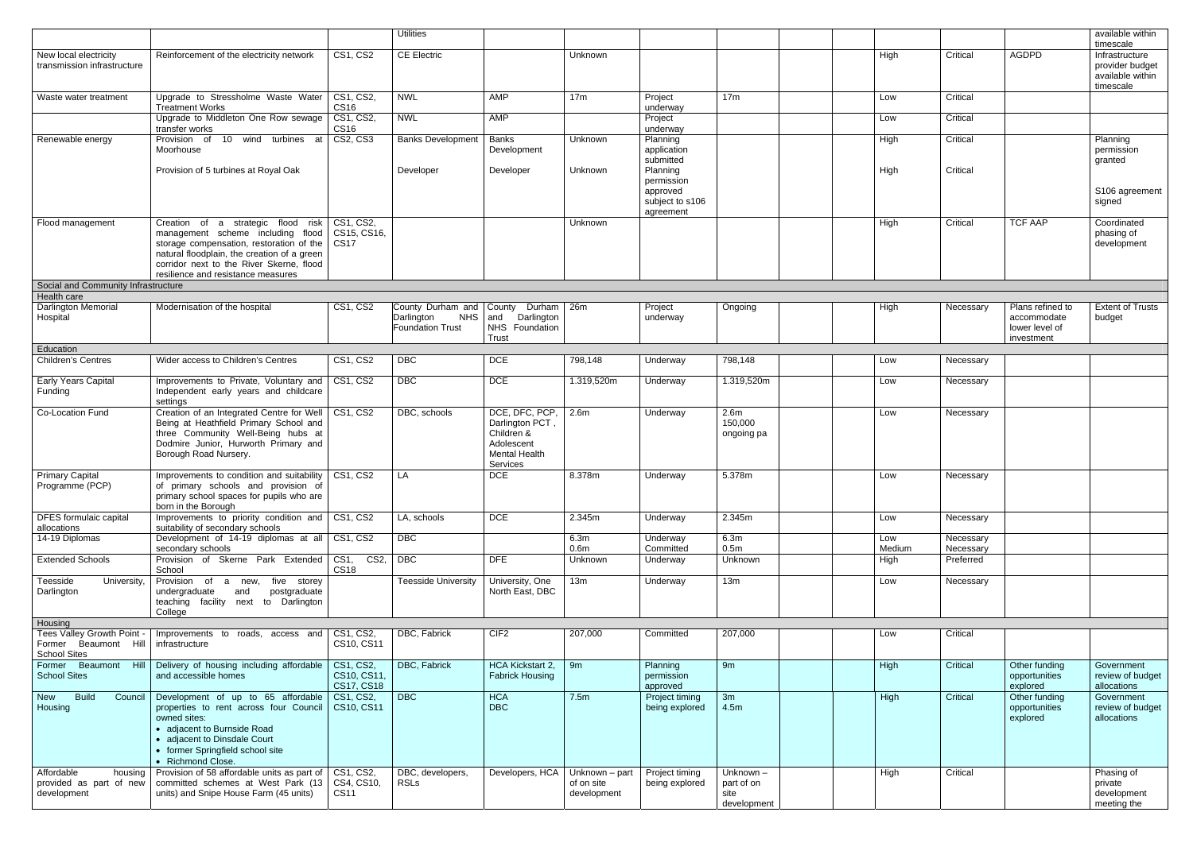| | | | Utilities | | | | | | | | | | available within timescale |
|---|---|---|---|---|---|---|---|---|---|---|---|---|---|
| New local electricity transmission infrastructure | Reinforcement of the electricity network | CS1, CS2 | CE Electric | | Unknown | | | | | High | Critical | AGDPD | Infrastructure provider budget available within timescale |
| Waste water treatment | Upgrade to Stressholme Waste Water Treatment Works | CS1, CS2, CS16 | NWL | AMP | 17m | Project underway | 17m | | | Low | Critical | | |
| | Upgrade to Middleton One Row sewage transfer works | CS1, CS2, CS16 | NWL | AMP | | Project underway | | | | Low | Critical | | |
| Renewable energy | Provision of 10 wind turbines at Moorhouse<br><br>Provision of 5 turbines at Royal Oak | CS2, CS3 | Banks Development<br><br>Developer | Banks Development<br><br>Developer | Unknown<br><br>Unknown | Planning application submitted<br>Planning permission approved subject to s106 agreement | | | | High<br><br>High | Critical<br><br>Critical | | Planning permission granted<br><br>S106 agreement signed |
| Flood management | Creation of a strategic flood risk management scheme including flood storage compensation, restoration of the natural floodplain, the creation of a green corridor next to the River Skerne, flood resilience and resistance measures | CS1, CS2, CS15, CS16, CS17 | | | Unknown | | | | | High | Critical | TCF AAP | Coordinated phasing of development |
| **Social and Community Infrastructure** | | | | | | | | | | | | | |
| **Health care** | | | | | | | | | | | | | |
| Darlington Memorial Hospital | Modernisation of the hospital | CS1, CS2 | County Durham and Darlington NHS Foundation Trust | County Durham and Darlington NHS Foundation Trust | 26m | Project underway | Ongoing | | | High | Necessary | Plans refined to accommodate lower level of investment | Extent of Trusts budget |
| **Education** | | | | | | | | | | | | | |
| Children's Centres | Wider access to Children's Centres | CS1, CS2 | DBC | DCE | 798,148 | Underway | 798,148 | | | Low | Necessary | | |
| Early Years Capital Funding | Improvements to Private, Voluntary and Independent early years and childcare settings | CS1, CS2 | DBC | DCE | 1.319,520m | Underway | 1.319,520m | | | Low | Necessary | | |
| Co-Location Fund | Creation of an Integrated Centre for Well Being at Heathfield Primary School and three Community Well-Being hubs at Dodmire Junior, Hurworth Primary and Borough Road Nursery. | CS1, CS2 | DBC, schools | DCE, DFC, PCP, Darlington PCT, Children & Adolescent Mental Health Services | 2.6m | Underway | 2.6m<br>150,000 ongoing pa | | | Low | Necessary | | |
| Primary Capital Programme (PCP) | Improvements to condition and suitability of primary schools and provision of primary school spaces for pupils who are born in the Borough | CS1, CS2 | LA | DCE | 8.378m | Underway | 5.378m | | | Low | Necessary | | |
| DFES formulaic capital allocations | Improvements to priority condition and suitability of secondary schools | CS1, CS2 | LA, schools | DCE | 2.345m | Underway | 2.345m | | | Low | Necessary | | |
| 14-19 Diplomas | Development of 14-19 diplomas at all secondary schools | CS1, CS2 | DBC | | 6.3m<br>0.6m | Underway<br>Committed | 6.3m<br>0.5m | | | Low<br>Medium | Necessary<br>Necessary | | |
| Extended Schools | Provision of Skerne Park Extended School | CS1, CS2, CS18 | DBC | DFE | Unknown | Underway | Unknown | | | High | Preferred | | |
| Teesside University, Darlington | Provision of a new, five storey undergraduate and postgraduate teaching facility next to Darlington College | | Teesside University | University, One North East, DBC | 13m | Underway | 13m | | | Low | Necessary | | |
| **Housing** | | | | | | | | | | | | | |
| Tees Valley Growth Point - Former Beaumont Hill School Sites | Improvements to roads, access and infrastructure | CS1, CS2, CS10, CS11 | DBC, Fabrick | CIF2 | 207,000 | Committed | 207,000 | | | Low | Critical | | |
| Former Beaumont Hill School Sites | Delivery of housing including affordable and accessible homes | CS1, CS2, CS10, CS11, CS17, CS18 | DBC, Fabrick | HCA Kickstart 2, Fabrick Housing | 9m | Planning permission approved | 9m | | | High | Critical | Other funding opportunities explored | Government review of budget allocations |
| New Build Council Housing | Development of up to 65 affordable properties to rent across four Council owned sites:<br>• adjacent to Burnside Road<br>• adjacent to Dinsdale Court<br>• former Springfield school site<br>• Richmond Close. | CS1, CS2, CS10, CS11 | DBC | HCA<br>DBC | 7.5m | Project timing being explored | 3m<br>4.5m | | | High | Critical | Other funding opportunities explored | Government review of budget allocations |
| Affordable housing provided as part of new development | Provision of 58 affordable units as part of committed schemes at West Park (13 units) and Snipe House Farm (45 units) | CS1, CS2, CS4, CS10, CS11 | DBC, developers, RSLs | Developers, HCA | Unknown – part of on site development | Project timing being explored | Unknown – part of on site development | | | High | Critical | | Phasing of private development meeting the |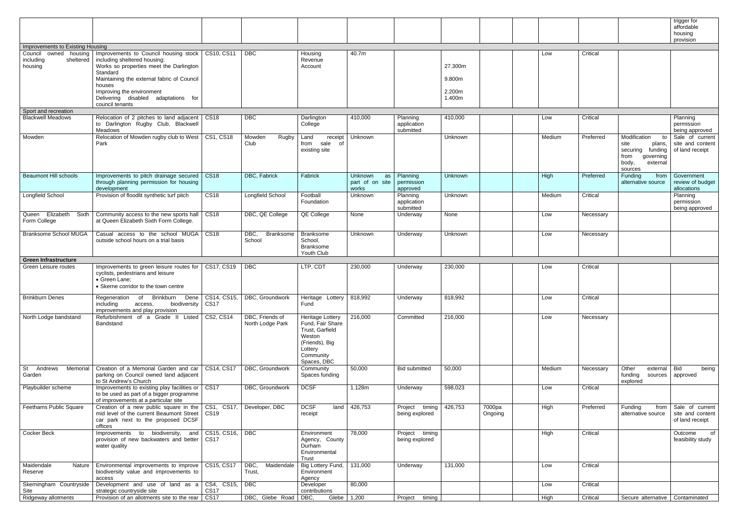| | | | | | | | | | | | | | |
|---|---|---|---|---|---|---|---|---|---|---|---|---|---|
| | | | | | | | | | | | | | trigger for affordable housing provision |
| **Improvements to Existing Housing** | | | | | | | | | | | | | |
| Council owned housing including sheltered housing | Improvements to Council housing stock including sheltered housing:<br>Works so properties meet the Darlington Standard<br>Maintaining the external fabric of Council houses<br>Improving the environment<br>Delivering disabled adaptations for council tenants | CS10, CS11 | DBC | Housing Revenue Account | 40.7m | | 27.300m<br>9.800m<br>2.200m<br>1.400m | | | Low | Critical | | |
| **Sport and recreation** | | | | | | | | | | | | | |
| Blackwell Meadows | Relocation of 2 pitches to land adjacent to Darlington Rugby Club, Blackwell Meadows | CS18 | DBC | Darlington College | 410,000 | Planning application submitted | 410,000 | | | Low | Critical | | Planning permission being approved |
| Mowden | Relocation of Mowden rugby club to West Park | CS1, CS18 | Mowden Rugby Club | Land receipt from sale of existing site | Unknown | | Unknown | | | Medium | Preferred | Modification to site plans, securing funding from governing body, external sources | Sale of current site and content of land receipt |
| Beaumont Hill schools | Improvements to pitch drainage secured through planning permission for housing development | CS18 | DBC, Fabrick | Fabrick | Unknown as part of on site works | Planning permission approved | Unknown | | | High | Preferred | Funding from alternative source | Government review of budget allocations |
| Longfield School | Provision of floodlit synthetic turf pitch | CS18 | Longfield School | Football Foundation | Unknown | Planning application submitted | Unknown | | | Medium | Critical | | Planning permission being approved |
| Queen Elizabeth Sixth Form College | Community access to the new sports hall at Queen Elizabeth Sixth Form College. | CS18 | DBC, QE College | QE College | None | Underway | None | | | Low | Necessary | | |
| Branksome School MUGA | Casual access to the school MUGA outside school hours on a trial basis | CS18 | DBC, Branksome School | Branksome School, Branksome Youth Club | Unknown | Underway | Unknown | | | Low | Necessary | | |
| **Green Infrastructure** | | | | | | | | | | | | | |
| Green Leisure routes | Improvements to green leisure routes for cyclists, pedestrians and leisure<br>• Green Lane;<br>• Skerne corridor to the town centre | CS17, CS19 | DBC | LTP, CDT | 230,000 | Underway | 230,000 | | | Low | Critical | | |
| Brinkburn Denes | Regeneration of Brinkburn Dene including access, biodiversity improvements and play provision | CS14, CS15, CS17 | DBC, Groundwork | Heritage Lottery Fund | 818,992 | Underway | 818,992 | | | Low | Critical | | |
| North Lodge bandstand | Refurbishment of a Grade II Listed Bandstand | CS2, CS14 | DBC, Friends of North Lodge Park | Heritage Lottery Fund, Fair Share Trust, Garfield Weston (Friends), Big Lottery Community Spaces, DBC | 216,000 | Committed | 216,000 | | | Low | Necessary | | |
| St Andrews Memorial Garden | Creation of a Memorial Garden and car parking on Council owned land adjacent to St Andrew's Church | CS14, CS17 | DBC, Groundwork | Community Spaces funding | 50,000 | Bid submitted | 50,000 | | | Medium | Necessary | Other external funding sources explored | Bid being approved |
| Playbuilder scheme | Improvements to existing play facilities or to be used as part of a bigger programme of improvements at a particular site | CS17 | DBC, Groundwork | DCSF | 1.128m | Underway | 598,023 | | | Low | Critical | | |
| Feethams Public Square | Creation of a new public square in the mid level of the current Beaumont Street car park next to the proposed DCSF offices | CS1, CS17, CS19 | Developer, DBC | DCSF land receipt | 426,753 | Project timing being explored | 426,753 | 7000pa Ongoing | | High | Preferred | Funding from alternative source | Sale of current site and content of land receipt |
| Cocker Beck | Improvements to biodiversity, and provision of new backwaters and better water quality | CS15, CS16, CS17 | DBC | Environment Agency, County Durham Environmental Trust | 78,000 | Project timing being explored | | | | High | Critical | | Outcome of feasibility study |
| Maidendale Nature Reserve | Environmental improvements to improve biodiversity value and improvements to access | CS15, CS17 | DBC, Maidendale Trust, | Big Lottery Fund, Environment Agency | 131,000 | Underway | 131,000 | | | Low | Critical | | |
| Skerningham Countryside Site | Development and use of land as a strategic countryside site | CS4, CS15, CS17 | DBC | Developer contributions | 80,000 | | | | | Low | Critical | | |
| Ridgeway allotments | Provision of an allotments site to the rear | CS17 | DBC, Glebe Road | DBC, Glebe | 1,200 | Project timing | | | | High | Critical | Secure alternative | Contaminated |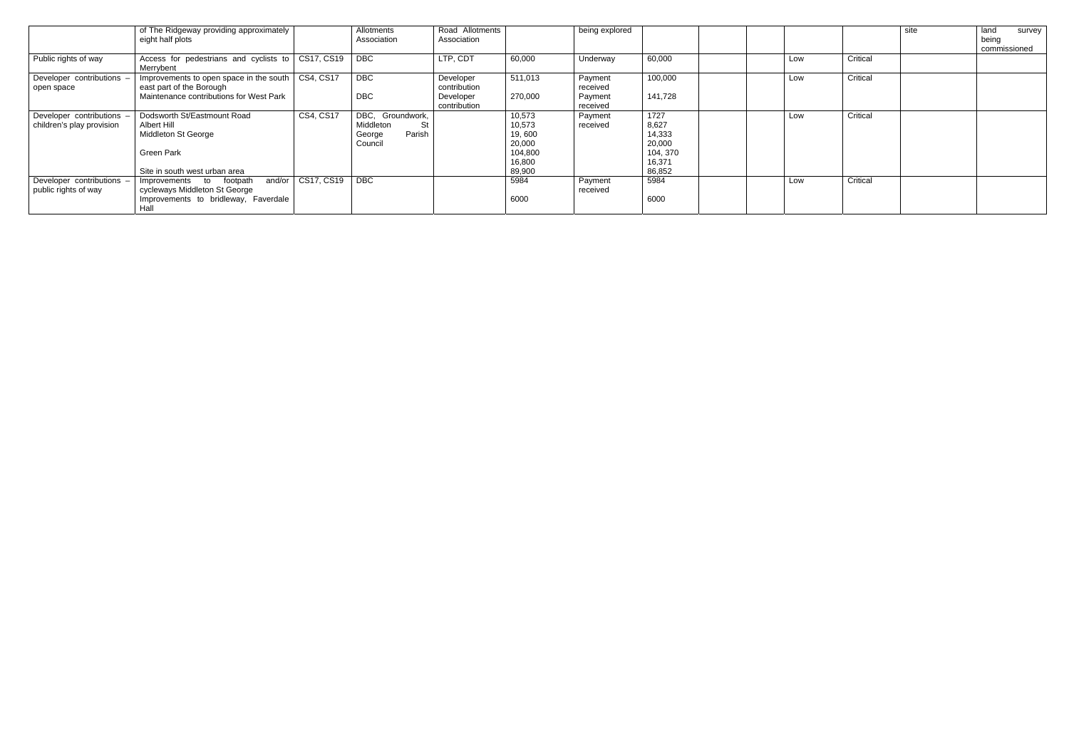| | | | | | | | | | | | | | |
|---|---|---|---|---|---|---|---|---|---|---|---|---|---|
| | of The Ridgeway providing approximately eight half plots | | Allotments Association | Road Allotments Association | | being explored | | | | | | site | land survey being commissioned |
| Public rights of way | Access for pedestrians and cyclists to Merrybent | CS17, CS19 | DBC | LTP, CDT | 60,000 | Underway | 60,000 | | | Low | Critical | | |
| Developer contributions – open space | Improvements to open space in the south east part of the Borough<br>Maintenance contributions for West Park | CS4, CS17 | DBC<br><br>DBC | Developer contribution<br>Developer contribution | 511,013<br><br>270,000 | Payment received<br>Payment received | 100,000<br><br>141,728 | | | Low | Critical | | |
| Developer contributions – children's play provision | Dodsworth St/Eastmount Road<br>Albert Hill<br>Middleton St George<br><br>Green Park<br><br>Site in south west urban area | CS4, CS17 | DBC, Groundwork, Middleton St George Parish Council | | 10,573<br>10,573<br>19, 600<br>20,000<br>104,800<br>16,800<br>89,900 | Payment received | 1727<br>8,627<br>14,333<br>20,000<br>104, 370<br>16,371<br>86,852 | | | Low | Critical | | |
| Developer contributions – public rights of way | Improvements to footpath and/or cycleways Middleton St George<br>Improvements to bridleway, Faverdale Hall | CS17, CS19 | DBC | | 5984<br><br>6000 | Payment received | 5984<br><br>6000 | | | Low | Critical | | |